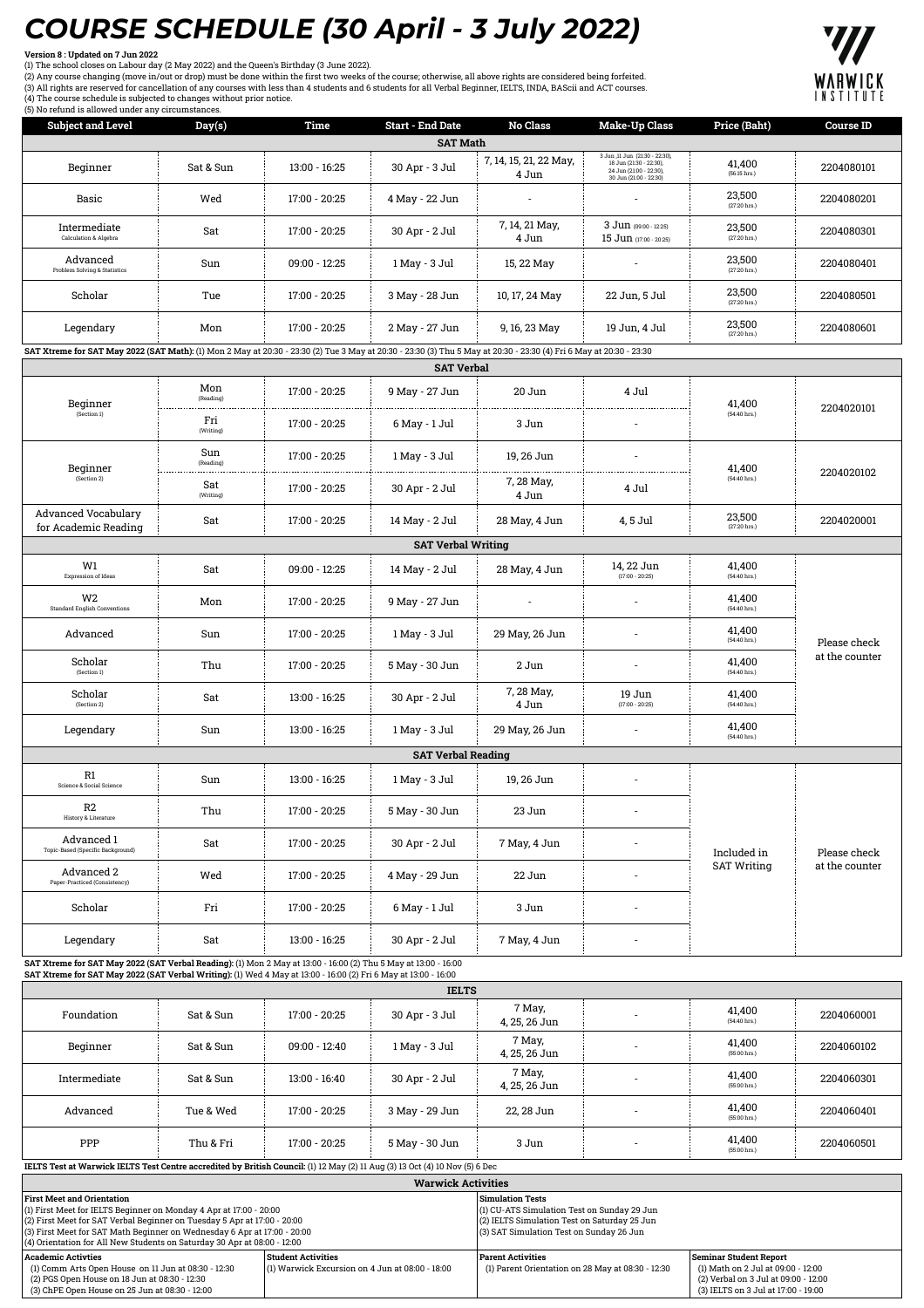# COURSE SCHEDULE (30 April - 3 July 2022)

**Version 8 : Updated on 7 Jun 2022**

(1) The school closes on Labour day (2 May 2022) and the Queen's Birthday (3 June 2022).
(2) Any course changing (move in/out or drop) must be done within the first two weeks of the course; otherwise, all above rights are considered being forfeited.
(3) All rights are reserved for cancellation of any courses with less than 4 students and 6 students for all Verbal Beginner, IELTS, INDA, BAScii and ACT courses.
(4) The course schedule is subjected to changes without prior notice.
(5) No refund is allowed under any circumstances.

WARWICK INSTITUTE

| Subject and Level | Day(s) | Time | Start - End Date | No Class | Make-Up Class | Price (Baht) | Course ID |
|---|---|---|---|---|---|---|---|
| **SAT Math** | | | | | | | |
| Beginner | Sat & Sun | 13:00 - 16:25 | 30 Apr - 3 Jul | 7, 14, 15, 21, 22 May, 4 Jun | 3 Jun ,11 Jun (21:30 - 22:30), 18 Jun (21:30 - 22:30), 24 Jun (21:00 - 22:30), 30 Jun (21:00 - 22:30) | 41,400 (56:15 hrs.) | 2204080101 |
| Basic | Wed | 17:00 - 20:25 | 4 May - 22 Jun | - | - | 23,500 (27:20 hrs.) | 2204080201 |
| Intermediate Calculation & Algebra | Sat | 17:00 - 20:25 | 30 Apr - 2 Jul | 7, 14, 21 May, 4 Jun | 3 Jun (09:00 - 12:25) 15 Jun (17:00 - 20:25) | 23,500 (27:20 hrs.) | 2204080301 |
| Advanced Problem Solving & Statistics | Sun | 09:00 - 12:25 | 1 May - 3 Jul | 15, 22 May | - | 23,500 (27:20 hrs.) | 2204080401 |
| Scholar | Tue | 17:00 - 20:25 | 3 May - 28 Jun | 10, 17, 24 May | 22 Jun, 5 Jul | 23,500 (27:20 hrs.) | 2204080501 |
| Legendary | Mon | 17:00 - 20:25 | 2 May - 27 Jun | 9, 16, 23 May | 19 Jun, 4 Jul | 23,500 (27:20 hrs.) | 2204080601 |

**SAT Xtreme for SAT May 2022 (SAT Math):** (1) Mon 2 May at 20:30 - 23:30 (2) Tue 3 May at 20:30 - 23:30 (3) Thu 5 May at 20:30 - 23:30 (4) Fri 6 May at 20:30 - 23:30

| Subject and Level | Day(s) | Time | Start - End Date | No Class | Make-Up Class | Price (Baht) | Course ID |
|---|---|---|---|---|---|---|---|
| **SAT Verbal** | | | | | | | |
| Beginner (Section 1) | Mon (Reading) | 17:00 - 20:25 | 9 May - 27 Jun | 20 Jun | 4 Jul | 41,400 (54:40 hrs.) | 2204020101 |
| | Fri (Writing) | 17:00 - 20:25 | 6 May - 1 Jul | 3 Jun | - | | |
| Beginner (Section 2) | Sun (Reading) | 17:00 - 20:25 | 1 May - 3 Jul | 19, 26 Jun | - | 41,400 (54:40 hrs.) | 2204020102 |
| | Sat (Writing) | 17:00 - 20:25 | 30 Apr - 2 Jul | 7, 28 May, 4 Jun | 4 Jul | | |
| Advanced Vocabulary for Academic Reading | Sat | 17:00 - 20:25 | 14 May - 2 Jul | 28 May, 4 Jun | 4, 5 Jul | 23,500 (27:20 hrs.) | 2204020001 |
| **SAT Verbal Writing** | | | | | | | |
| W1 Expression of Ideas | Sat | 09:00 - 12:25 | 14 May - 2 Jul | 28 May, 4 Jun | 14, 22 Jun (17:00 - 20:25) | 41,400 (54:40 hrs.) | Please check at the counter |
| W2 Standard English Conventions | Mon | 17:00 - 20:25 | 9 May - 27 Jun | - | - | 41,400 (54:40 hrs.) | |
| Advanced | Sun | 17:00 - 20:25 | 1 May - 3 Jul | 29 May, 26 Jun | - | 41,400 (54:40 hrs.) | |
| Scholar (Section 1) | Thu | 17:00 - 20:25 | 5 May - 30 Jun | 2 Jun | - | 41,400 (54:40 hrs.) | |
| Scholar (Section 2) | Sat | 13:00 - 16:25 | 30 Apr - 2 Jul | 7, 28 May, 4 Jun | 19 Jun (17:00 - 20:25) | 41,400 (54:40 hrs.) | |
| Legendary | Sun | 13:00 - 16:25 | 1 May - 3 Jul | 29 May, 26 Jun | - | 41,400 (54:40 hrs.) | |
| **SAT Verbal Reading** | | | | | | | |
| R1 Science & Social Science | Sun | 13:00 - 16:25 | 1 May - 3 Jul | 19, 26 Jun | - | Included in SAT Writing | Please check at the counter |
| R2 History & Literature | Thu | 17:00 - 20:25 | 5 May - 30 Jun | 23 Jun | - | | |
| Advanced 1 Topic-Based (Specific Background) | Sat | 17:00 - 20:25 | 30 Apr - 2 Jul | 7 May, 4 Jun | - | | |
| Advanced 2 Paper-Practiced (Consistency) | Wed | 17:00 - 20:25 | 4 May - 29 Jun | 22 Jun | - | | |
| Scholar | Fri | 17:00 - 20:25 | 6 May - 1 Jul | 3 Jun | - | | |
| Legendary | Sat | 13:00 - 16:25 | 30 Apr - 2 Jul | 7 May, 4 Jun | - | | |

**SAT Xtreme for SAT May 2022 (SAT Verbal Reading):** (1) Mon 2 May at 13:00 - 16:00 (2) Thu 5 May at 13:00 - 16:00
**SAT Xtreme for SAT May 2022 (SAT Verbal Writing):** (1) Wed 4 May at 13:00 - 16:00 (2) Fri 6 May at 13:00 - 16:00

| Subject and Level | Day(s) | Time | Start - End Date | No Class | Make-Up Class | Price (Baht) | Course ID |
|---|---|---|---|---|---|---|---|
| **IELTS** | | | | | | | |
| Foundation | Sat & Sun | 17:00 - 20:25 | 30 Apr - 3 Jul | 7 May, 4, 25, 26 Jun | - | 41,400 (54:40 hrs.) | 2204060001 |
| Beginner | Sat & Sun | 09:00 - 12:40 | 1 May - 3 Jul | 7 May, 4, 25, 26 Jun | - | 41,400 (55:00 hrs.) | 2204060102 |
| Intermediate | Sat & Sun | 13:00 - 16:40 | 30 Apr - 2 Jul | 7 May, 4, 25, 26 Jun | - | 41,400 (55:00 hrs.) | 2204060301 |
| Advanced | Tue & Wed | 17:00 - 20:25 | 3 May - 29 Jun | 22, 28 Jun | - | 41,400 (55:00 hrs.) | 2204060401 |
| PPP | Thu & Fri | 17:00 - 20:25 | 5 May - 30 Jun | 3 Jun | - | 41,400 (55:00 hrs.) | 2204060501 |

**IELTS Test at Warwick IELTS Test Centre accredited by British Council:** (1) 12 May (2) 11 Aug (3) 13 Oct (4) 10 Nov (5) 6 Dec

## Warwick Activities

**First Meet and Orientation**
(1) First Meet for IELTS Beginner on Monday 4 Apr at 17:00 - 20:00
(2) First Meet for SAT Verbal Beginner on Tuesday 5 Apr at 17:00 - 20:00
(3) First Meet for SAT Math Beginner on Wednesday 6 Apr at 17:00 - 20:00
(4) Orientation for All New Students on Saturday 30 Apr at 08:00 - 12:00

**Simulation Tests**
(1) CU-ATS Simulation Test on Sunday 29 Jun
(2) IELTS Simulation Test on Saturday 25 Jun
(3) SAT Simulation Test on Sunday 26 Jun

**Academic Activities**
(1) Comm Arts Open House on 11 Jun at 08:30 - 12:30
(2) PGS Open House on 18 Jun at 08:30 - 12:30
(3) ChPE Open House on 25 Jun at 08:30 - 12:00

**Student Activities**
(1) Warwick Excursion on 4 Jun at 08:00 - 18:00

**Parent Activities**
(1) Parent Orientation on 28 May at 08:30 - 12:30

**Seminar Student Report**
(1) Math on 2 Jul at 09:00 - 12:00
(2) Verbal on 3 Jul at 09:00 - 12:00
(3) IELTS on 3 Jul at 17:00 - 19:00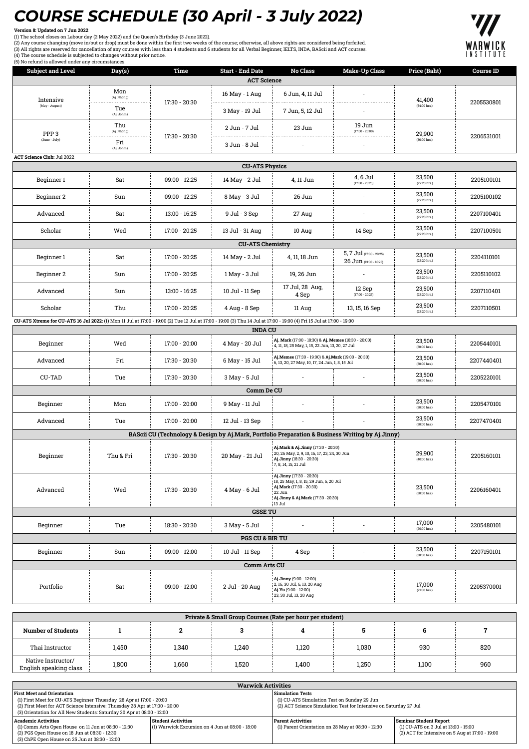# COURSE SCHEDULE (30 April - 3 July 2022)

**Version 8: Updated on 7 Jun 2022**

(1) The school closes on Labour day (2 May 2022) and the Queen's Birthday (3 June 2022).
(2) Any course changing (move in/out or drop) must be done within the first two weeks of the course; otherwise, all above rights are considered being forfeited.
(3) All rights are reserved for cancellation of any courses with less than 4 students and 6 students for all Verbal Beginner, IELTS, INDA, BAScii and ACT courses.
(4) The course schedule is subjected to changes without prior notice.
(5) No refund is allowed under any circumstances.

WARWICK INSTITUTE

| Subject and Level | Day(s) | Time | Start - End Date | No Class | Make-Up Class | Price (Baht) | Course ID |
|---|---|---|---|---|---|---|---|
| **ACT Science** | | | | | | | |
| Intensive (May - August) | Mon (Aj. Nhong) | 17:30 - 20:30 | 16 May - 1 Aug | 6 Jun, 4, 11 Jul | - | 41,400 (54.00 hrs.) | 2205530801 |
| | Tue (Aj. John) | | 3 May - 19 Jul | 7 Jun, 5, 12 Jul | - | | |
| PPP 3 (June - July) | Thu (Aj. Nhong) | 17:30 - 20:30 | 2 Jun - 7 Jul | 23 Jun | 19 Jun (17:00 - 20:00) | 29,900 (36.00 hrs.) | 2206531001 |
| | Fri (Aj. John) | | 3 Jun - 8 Jul | - | - | | |

**ACT Science Club:** Jul 2022

| Subject and Level | Day(s) | Time | Start - End Date | No Class | Make-Up Class | Price (Baht) | Course ID |
|---|---|---|---|---|---|---|---|
| **CU-ATS Physics** | | | | | | | |
| Beginner 1 | Sat | 09:00 - 12:25 | 14 May - 2 Jul | 4, 11 Jun | 4, 6 Jul (17:00 - 20:25) | 23,500 (27.20 hrs.) | 2205100101 |
| Beginner 2 | Sun | 09:00 - 12:25 | 8 May - 3 Jul | 26 Jun | - | 23,500 (27.20 hrs.) | 2205100102 |
| Advanced | Sat | 13:00 - 16:25 | 9 Jul - 3 Sep | 27 Aug | - | 23,500 (27.20 hrs.) | 2207100401 |
| Scholar | Wed | 17:00 - 20:25 | 13 Jul - 31 Aug | 10 Aug | 14 Sep | 23,500 (27.20 hrs.) | 2207100501 |
| **CU-ATS Chemistry** | | | | | | | |
| Beginner 1 | Sat | 17:00 - 20:25 | 14 May - 2 Jul | 4, 11, 18 Jun | 5, 7 Jul (17:00 - 20:25) 26 Jun (13:00 - 16:25) | 23,500 (27.20 hrs.) | 2204110101 |
| Beginner 2 | Sun | 17:00 - 20:25 | 1 May - 3 Jul | 19, 26 Jun | - | 23,500 (27.20 hrs.) | 2205110102 |
| Advanced | Sun | 13:00 - 16:25 | 10 Jul - 11 Sep | 17 Jul, 28 Aug, 4 Sep | 12 Sep (17:00 - 20:25) | 23,500 (27.20 hrs.) | 2207110401 |
| Scholar | Thu | 17:00 - 20:25 | 4 Aug - 8 Sep | 11 Aug | 13, 15, 16 Sep | 23,500 (27.20 hrs.) | 2207110501 |

**CU-ATS Xtreme for CU-ATS 16 Jul 2022:** (1) Mon 11 Jul at 17:00 - 19:00 (2) Tue 12 Jul at 17:00 - 19:00 (3) Thu 14 Jul at 17:00 - 19:00 (4) Fri 15 Jul at 17:00 - 19:00

| Subject and Level | Day(s) | Time | Start - End Date | No Class / Make-Up Class | Price (Baht) | Course ID |
|---|---|---|---|---|---|---|
| **INDA CU** | | | | | | |
| Beginner | Wed | 17:00 - 20:00 | 4 May - 20 Jul | **Aj. Mark** (17:00 - 18:30) & **Aj. Memee** (18:30 - 20:00) 4, 11, 18, 25 May, 1, 15, 22 Jun, 13, 20, 27 Jul | 23,500 (30.00 hrs.) | 2205440101 |
| Advanced | Fri | 17:30 - 20:30 | 6 May - 15 Jul | **Aj.Memee** (17:30 - 19:00) & **Aj.Mark** (19:00 - 20:30) 6, 13, 20, 27 May, 10, 17, 24 Jun, 1, 8, 15 Jul | 23,500 (30.00 hrs.) | 2207440401 |
| CU-TAD | Tue | 17:30 - 20:30 | 3 May - 5 Jul | - / - | 23,500 (30.00 hrs.) | 2205220101 |
| **Comm De CU** | | | | | | |
| Beginner | Mon | 17:00 - 20:00 | 9 May - 11 Jul | - / - | 23,500 (30.00 hrs.) | 2205470101 |
| Advanced | Tue | 17:00 - 20:00 | 12 Jul - 13 Sep | - / - | 23,500 (30.00 hrs.) | 2207470401 |
| **BAScii CU (Technology & Design by Aj.Mark, Portfolio Preparation & Business Writing by Aj.Jinny)** | | | | | | |
| Beginner | Thu & Fri | 17:30 - 20:30 | 20 May - 21 Jul | **Aj.Mark & Aj.Jinny** (17:30 - 20:30) 20, 26 May, 2, 9, 10, 16, 17, 23, 24, 30 Jun **Aj.Jinny** (18:30 - 20:30) 7, 8, 14, 15, 21 Jul | 29,900 (40.00 hrs.) | 2205160101 |
| Advanced | Wed | 17:30 - 20:30 | 4 May - 6 Jul | **Aj.Jinny** (17:30 - 20:30) 18, 25 May, 1, 8, 15, 29 Jun, 6, 20 Jul **Aj.Mark** (17:30 - 20:30) 22 Jun **Aj.Jinny & Aj.Mark** (17:30 -20:30) 13 Jul | 23,500 (30.00 hrs.) | 2206160401 |
| **GSSE TU** | | | | | | |
| Beginner | Tue | 18:30 - 20:30 | 3 May - 5 Jul | - / - | 17,000 (20.00 hrs.) | 2205480101 |
| **PGS CU & BIR TU** | | | | | | |
| Beginner | Sun | 09:00 - 12:00 | 10 Jul - 11 Sep | 4 Sep / - | 23,500 (30.00 hrs.) | 2207150101 |
| **Comm Arts CU** | | | | | | |
| Portfolio | Sat | 09:00 - 12:00 | 2 Jul - 20 Aug | **Aj.Jinny** (9:00 - 12:00) 2, 16, 30 Jul, 6, 13, 20 Aug **Aj.Yu** (9:00 - 12:00) 23, 30 Jul, 13, 20 Aug | 17,000 (21.00 hrs.) | 2205370001 |

**Private & Small Group Courses (Rate per hour per student)**

| Number of Students | 1 | 2 | 3 | 4 | 5 | 6 | 7 |
|---|---|---|---|---|---|---|---|
| Thai Instructor | 1,450 | 1,340 | 1,240 | 1,120 | 1,030 | 930 | 820 |
| Native Instructor/ English speaking class | 1,800 | 1,660 | 1,520 | 1,400 | 1,250 | 1,100 | 960 |

## Warwick Activities

**First Meet and Orientation**
(1) First Meet for CU-ATS Beginner Thuesday 28 Apr at 17:00 - 20:00
(2) First Meet for ACT Science Intensive: Thuesday 28 Apr at 17:00 - 20:00
(3) Orientation for All New Students: Saturday 30 Apr at 08:00 - 12:00

**Simulation Tests**
(1) CU-ATS Simulation Test on Sunday 29 Jun
(2) ACT Science Simulation Test for Intensive on Saturday 27 Jul

**Academic Activities**
(1) Comm Arts Open House on 11 Jun at 08:30 - 12:30
(2) PGS Open House on 18 Jun at 08:30 - 12:30
(3) ChPE Open House on 25 Jun at 08:30 - 12:00

**Student Activities**
(1) Warwick Excursion on 4 Jun at 08:00 - 18:00

**Parent Activities**
(1) Parent Orientation on 28 May at 08:30 - 12:30

**Seminar Student Report**
(1) CU-ATS on 3 Jul at 13:00 - 15:00
(2) ACT for Intensive on 5 Aug at 17:00 - 19:00